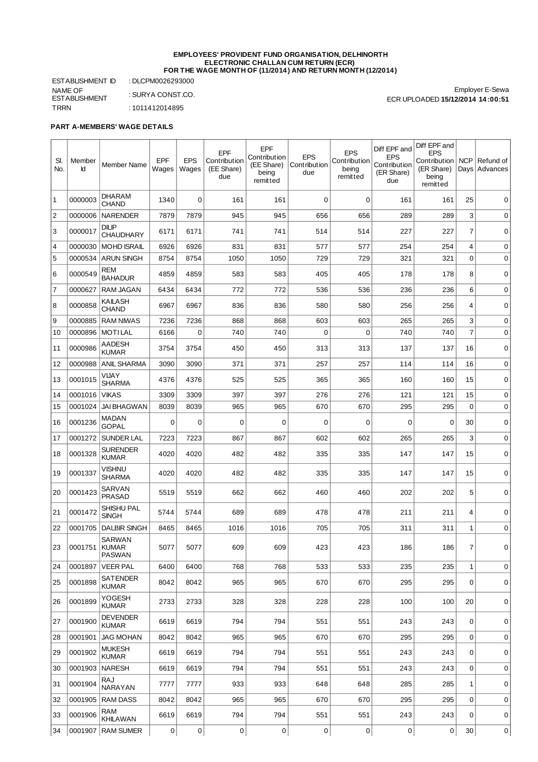**EMPLOYEES' PROVIDENT FUND ORGANISATION, DELHINORTH**
**ELECTRONIC CHALLAN CUM RETURN (ECR)**
**FOR THE WAGE MONTH OF (11/2014) AND RETURN MONTH (12/2014)**

ESTABLISHMENT ID : DLCPM0026293000
NAME OF ESTABLISHMENT : SURYA CONST.CO.
TRRN : 1011412014895

Employer E-Sewa
ECR UPLOADED **15/12/2014 14:00:51**

**PART A-MEMBERS' WAGE DETAILS**

| Sl. No. | Member Id | Member Name | EPF Wages | EPS Wages | EPF Contribution (EE Share) due | EPF Contribution (EE Share) being remitted | EPS Contribution due | EPS Contribution being remitted | Diff EPF and EPS Contribution (ER Share) due | Diff EPF and EPS Contribution (ER Share) being remitted | NCP Days | Refund of Advances |
|---|---|---|---|---|---|---|---|---|---|---|---|---|
| 1 | 0000003 | DHARAM CHAND | 1340 | 0 | 161 | 161 | 0 | 0 | 161 | 161 | 25 | 0 |
| 2 | 0000006 | NARENDER | 7879 | 7879 | 945 | 945 | 656 | 656 | 289 | 289 | 3 | 0 |
| 3 | 0000017 | DILIP CHAUDHARY | 6171 | 6171 | 741 | 741 | 514 | 514 | 227 | 227 | 7 | 0 |
| 4 | 0000030 | MOHD ISRAIL | 6926 | 6926 | 831 | 831 | 577 | 577 | 254 | 254 | 4 | 0 |
| 5 | 0000534 | ARUN SINGH | 8754 | 8754 | 1050 | 1050 | 729 | 729 | 321 | 321 | 0 | 0 |
| 6 | 0000549 | REM BAHADUR | 4859 | 4859 | 583 | 583 | 405 | 405 | 178 | 178 | 8 | 0 |
| 7 | 0000627 | RAM JAGAN | 6434 | 6434 | 772 | 772 | 536 | 536 | 236 | 236 | 6 | 0 |
| 8 | 0000858 | KAILASH CHAND | 6967 | 6967 | 836 | 836 | 580 | 580 | 256 | 256 | 4 | 0 |
| 9 | 0000885 | RAM NIWAS | 7236 | 7236 | 868 | 868 | 603 | 603 | 265 | 265 | 3 | 0 |
| 10 | 0000896 | MOTI LAL | 6166 | 0 | 740 | 740 | 0 | 0 | 740 | 740 | 7 | 0 |
| 11 | 0000986 | AADESH KUMAR | 3754 | 3754 | 450 | 450 | 313 | 313 | 137 | 137 | 16 | 0 |
| 12 | 0000988 | ANIL SHARMA | 3090 | 3090 | 371 | 371 | 257 | 257 | 114 | 114 | 16 | 0 |
| 13 | 0001015 | VIJAY SHARMA | 4376 | 4376 | 525 | 525 | 365 | 365 | 160 | 160 | 15 | 0 |
| 14 | 0001016 | VIKAS | 3309 | 3309 | 397 | 397 | 276 | 276 | 121 | 121 | 15 | 0 |
| 15 | 0001024 | JAI BHAGWAN | 8039 | 8039 | 965 | 965 | 670 | 670 | 295 | 295 | 0 | 0 |
| 16 | 0001236 | MADAN GOPAL | 0 | 0 | 0 | 0 | 0 | 0 | 0 | 0 | 30 | 0 |
| 17 | 0001272 | SUNDER LAL | 7223 | 7223 | 867 | 867 | 602 | 602 | 265 | 265 | 3 | 0 |
| 18 | 0001328 | SURENDER KUMAR | 4020 | 4020 | 482 | 482 | 335 | 335 | 147 | 147 | 15 | 0 |
| 19 | 0001337 | VISHNU SHARMA | 4020 | 4020 | 482 | 482 | 335 | 335 | 147 | 147 | 15 | 0 |
| 20 | 0001423 | SARVAN PRASAD | 5519 | 5519 | 662 | 662 | 460 | 460 | 202 | 202 | 5 | 0 |
| 21 | 0001472 | SHISHU PAL SINGH | 5744 | 5744 | 689 | 689 | 478 | 478 | 211 | 211 | 4 | 0 |
| 22 | 0001705 | DALBIR SINGH | 8465 | 8465 | 1016 | 1016 | 705 | 705 | 311 | 311 | 1 | 0 |
| 23 | 0001751 | SARWAN KUMAR PASWAN | 5077 | 5077 | 609 | 609 | 423 | 423 | 186 | 186 | 7 | 0 |
| 24 | 0001897 | VEER PAL | 6400 | 6400 | 768 | 768 | 533 | 533 | 235 | 235 | 1 | 0 |
| 25 | 0001898 | SATENDER KUMAR | 8042 | 8042 | 965 | 965 | 670 | 670 | 295 | 295 | 0 | 0 |
| 26 | 0001899 | YOGESH KUMAR | 2733 | 2733 | 328 | 328 | 228 | 228 | 100 | 100 | 20 | 0 |
| 27 | 0001900 | DEVENDER KUMAR | 6619 | 6619 | 794 | 794 | 551 | 551 | 243 | 243 | 0 | 0 |
| 28 | 0001901 | JAG MOHAN | 8042 | 8042 | 965 | 965 | 670 | 670 | 295 | 295 | 0 | 0 |
| 29 | 0001902 | MUKESH KUMAR | 6619 | 6619 | 794 | 794 | 551 | 551 | 243 | 243 | 0 | 0 |
| 30 | 0001903 | NARESH | 6619 | 6619 | 794 | 794 | 551 | 551 | 243 | 243 | 0 | 0 |
| 31 | 0001904 | RAJ NARAYAN | 7777 | 7777 | 933 | 933 | 648 | 648 | 285 | 285 | 1 | 0 |
| 32 | 0001905 | RAM DASS | 8042 | 8042 | 965 | 965 | 670 | 670 | 295 | 295 | 0 | 0 |
| 33 | 0001906 | RAM KHILAWAN | 6619 | 6619 | 794 | 794 | 551 | 551 | 243 | 243 | 0 | 0 |
| 34 | 0001907 | RAM SUMER | 0 | 0 | 0 | 0 | 0 | 0 | 0 | 0 | 30 | 0 |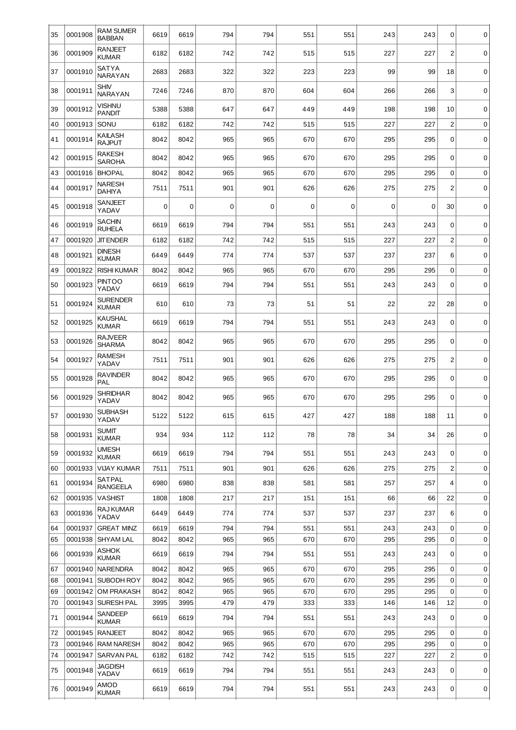| | | | | | | | | | | | | |
|---|---|---|---|---|---|---|---|---|---|---|---|---|
| 35 | 0001908 | RAM SUMER BABBAN | 6619 | 6619 | 794 | 794 | 551 | 551 | 243 | 243 | 0 | 0 |
| 36 | 0001909 | RANJEET KUMAR | 6182 | 6182 | 742 | 742 | 515 | 515 | 227 | 227 | 2 | 0 |
| 37 | 0001910 | SATYA NARAYAN | 2683 | 2683 | 322 | 322 | 223 | 223 | 99 | 99 | 18 | 0 |
| 38 | 0001911 | SHIV NARAYAN | 7246 | 7246 | 870 | 870 | 604 | 604 | 266 | 266 | 3 | 0 |
| 39 | 0001912 | VISHNU PANDIT | 5388 | 5388 | 647 | 647 | 449 | 449 | 198 | 198 | 10 | 0 |
| 40 | 0001913 | SONU | 6182 | 6182 | 742 | 742 | 515 | 515 | 227 | 227 | 2 | 0 |
| 41 | 0001914 | KAILASH RAJPUT | 8042 | 8042 | 965 | 965 | 670 | 670 | 295 | 295 | 0 | 0 |
| 42 | 0001915 | RAKESH SAROHA | 8042 | 8042 | 965 | 965 | 670 | 670 | 295 | 295 | 0 | 0 |
| 43 | 0001916 | BHOPAL | 8042 | 8042 | 965 | 965 | 670 | 670 | 295 | 295 | 0 | 0 |
| 44 | 0001917 | NARESH DAHIYA | 7511 | 7511 | 901 | 901 | 626 | 626 | 275 | 275 | 2 | 0 |
| 45 | 0001918 | SANJEET YADAV | 0 | 0 | 0 | 0 | 0 | 0 | 0 | 0 | 30 | 0 |
| 46 | 0001919 | SACHIN RUHELA | 6619 | 6619 | 794 | 794 | 551 | 551 | 243 | 243 | 0 | 0 |
| 47 | 0001920 | JITENDER | 6182 | 6182 | 742 | 742 | 515 | 515 | 227 | 227 | 2 | 0 |
| 48 | 0001921 | DINESH KUMAR | 6449 | 6449 | 774 | 774 | 537 | 537 | 237 | 237 | 6 | 0 |
| 49 | 0001922 | RISHI KUMAR | 8042 | 8042 | 965 | 965 | 670 | 670 | 295 | 295 | 0 | 0 |
| 50 | 0001923 | PINTOO YADAV | 6619 | 6619 | 794 | 794 | 551 | 551 | 243 | 243 | 0 | 0 |
| 51 | 0001924 | SURENDER KUMAR | 610 | 610 | 73 | 73 | 51 | 51 | 22 | 22 | 28 | 0 |
| 52 | 0001925 | KAUSHAL KUMAR | 6619 | 6619 | 794 | 794 | 551 | 551 | 243 | 243 | 0 | 0 |
| 53 | 0001926 | RAJVEER SHARMA | 8042 | 8042 | 965 | 965 | 670 | 670 | 295 | 295 | 0 | 0 |
| 54 | 0001927 | RAMESH YADAV | 7511 | 7511 | 901 | 901 | 626 | 626 | 275 | 275 | 2 | 0 |
| 55 | 0001928 | RAVINDER PAL | 8042 | 8042 | 965 | 965 | 670 | 670 | 295 | 295 | 0 | 0 |
| 56 | 0001929 | SHRIDHAR YADAV | 8042 | 8042 | 965 | 965 | 670 | 670 | 295 | 295 | 0 | 0 |
| 57 | 0001930 | SUBHASH YADAV | 5122 | 5122 | 615 | 615 | 427 | 427 | 188 | 188 | 11 | 0 |
| 58 | 0001931 | SUMIT KUMAR | 934 | 934 | 112 | 112 | 78 | 78 | 34 | 34 | 26 | 0 |
| 59 | 0001932 | UMESH KUMAR | 6619 | 6619 | 794 | 794 | 551 | 551 | 243 | 243 | 0 | 0 |
| 60 | 0001933 | VIJAY KUMAR | 7511 | 7511 | 901 | 901 | 626 | 626 | 275 | 275 | 2 | 0 |
| 61 | 0001934 | SATPAL RANGEELA | 6980 | 6980 | 838 | 838 | 581 | 581 | 257 | 257 | 4 | 0 |
| 62 | 0001935 | VASHIST | 1808 | 1808 | 217 | 217 | 151 | 151 | 66 | 66 | 22 | 0 |
| 63 | 0001936 | RAJ KUMAR YADAV | 6449 | 6449 | 774 | 774 | 537 | 537 | 237 | 237 | 6 | 0 |
| 64 | 0001937 | GREAT MINZ | 6619 | 6619 | 794 | 794 | 551 | 551 | 243 | 243 | 0 | 0 |
| 65 | 0001938 | SHYAM LAL | 8042 | 8042 | 965 | 965 | 670 | 670 | 295 | 295 | 0 | 0 |
| 66 | 0001939 | ASHOK KUMAR | 6619 | 6619 | 794 | 794 | 551 | 551 | 243 | 243 | 0 | 0 |
| 67 | 0001940 | NARENDRA | 8042 | 8042 | 965 | 965 | 670 | 670 | 295 | 295 | 0 | 0 |
| 68 | 0001941 | SUBODH ROY | 8042 | 8042 | 965 | 965 | 670 | 670 | 295 | 295 | 0 | 0 |
| 69 | 0001942 | OM PRAKASH | 8042 | 8042 | 965 | 965 | 670 | 670 | 295 | 295 | 0 | 0 |
| 70 | 0001943 | SURESH PAL | 3995 | 3995 | 479 | 479 | 333 | 333 | 146 | 146 | 12 | 0 |
| 71 | 0001944 | SANDEEP KUMAR | 6619 | 6619 | 794 | 794 | 551 | 551 | 243 | 243 | 0 | 0 |
| 72 | 0001945 | RANJEET | 8042 | 8042 | 965 | 965 | 670 | 670 | 295 | 295 | 0 | 0 |
| 73 | 0001946 | RAM NARESH | 8042 | 8042 | 965 | 965 | 670 | 670 | 295 | 295 | 0 | 0 |
| 74 | 0001947 | SARVAN PAL | 6182 | 6182 | 742 | 742 | 515 | 515 | 227 | 227 | 2 | 0 |
| 75 | 0001948 | JAGDISH YADAV | 6619 | 6619 | 794 | 794 | 551 | 551 | 243 | 243 | 0 | 0 |
| 76 | 0001949 | AMOD KUMAR | 6619 | 6619 | 794 | 794 | 551 | 551 | 243 | 243 | 0 | 0 |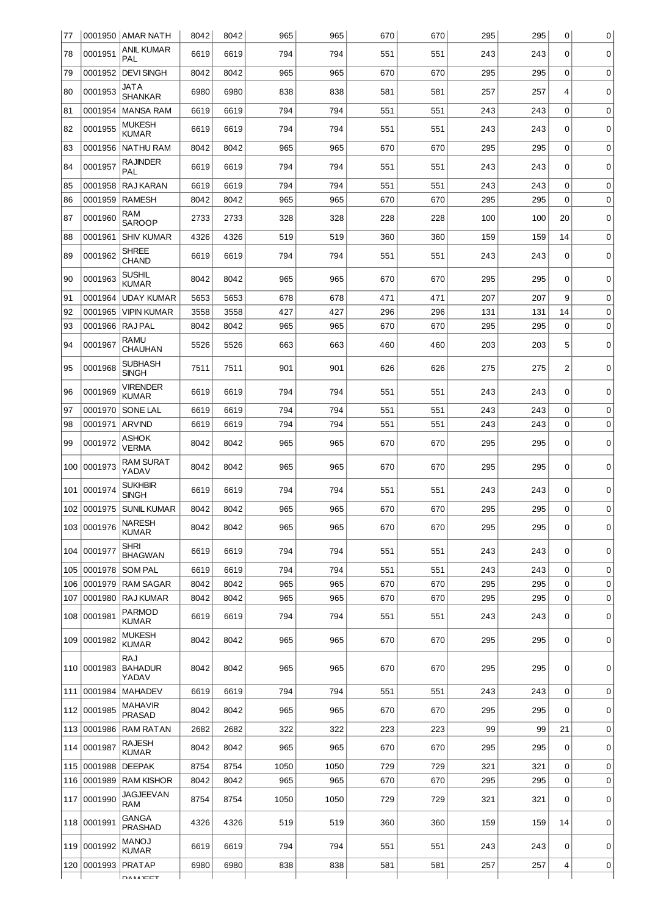| 77 | 0001950 | AMAR NATH | 8042 | 8042 | 965 | 965 | 670 | 670 | 295 | 295 | 0 | 0 |
|---|---|---|---|---|---|---|---|---|---|---|---|---|
| 78 | 0001951 | ANIL KUMAR PAL | 6619 | 6619 | 794 | 794 | 551 | 551 | 243 | 243 | 0 | 0 |
| 79 | 0001952 | DEVI SINGH | 8042 | 8042 | 965 | 965 | 670 | 670 | 295 | 295 | 0 | 0 |
| 80 | 0001953 | JATA SHANKAR | 6980 | 6980 | 838 | 838 | 581 | 581 | 257 | 257 | 4 | 0 |
| 81 | 0001954 | MANSA RAM | 6619 | 6619 | 794 | 794 | 551 | 551 | 243 | 243 | 0 | 0 |
| 82 | 0001955 | MUKESH KUMAR | 6619 | 6619 | 794 | 794 | 551 | 551 | 243 | 243 | 0 | 0 |
| 83 | 0001956 | NATHU RAM | 8042 | 8042 | 965 | 965 | 670 | 670 | 295 | 295 | 0 | 0 |
| 84 | 0001957 | RAJINDER PAL | 6619 | 6619 | 794 | 794 | 551 | 551 | 243 | 243 | 0 | 0 |
| 85 | 0001958 | RAJ KARAN | 6619 | 6619 | 794 | 794 | 551 | 551 | 243 | 243 | 0 | 0 |
| 86 | 0001959 | RAMESH | 8042 | 8042 | 965 | 965 | 670 | 670 | 295 | 295 | 0 | 0 |
| 87 | 0001960 | RAM SAROOP | 2733 | 2733 | 328 | 328 | 228 | 228 | 100 | 100 | 20 | 0 |
| 88 | 0001961 | SHIV KUMAR | 4326 | 4326 | 519 | 519 | 360 | 360 | 159 | 159 | 14 | 0 |
| 89 | 0001962 | SHREE CHAND | 6619 | 6619 | 794 | 794 | 551 | 551 | 243 | 243 | 0 | 0 |
| 90 | 0001963 | SUSHIL KUMAR | 8042 | 8042 | 965 | 965 | 670 | 670 | 295 | 295 | 0 | 0 |
| 91 | 0001964 | UDAY KUMAR | 5653 | 5653 | 678 | 678 | 471 | 471 | 207 | 207 | 9 | 0 |
| 92 | 0001965 | VIPIN KUMAR | 3558 | 3558 | 427 | 427 | 296 | 296 | 131 | 131 | 14 | 0 |
| 93 | 0001966 | RAJ PAL | 8042 | 8042 | 965 | 965 | 670 | 670 | 295 | 295 | 0 | 0 |
| 94 | 0001967 | RAMU CHAUHAN | 5526 | 5526 | 663 | 663 | 460 | 460 | 203 | 203 | 5 | 0 |
| 95 | 0001968 | SUBHASH SINGH | 7511 | 7511 | 901 | 901 | 626 | 626 | 275 | 275 | 2 | 0 |
| 96 | 0001969 | VIRENDER KUMAR | 6619 | 6619 | 794 | 794 | 551 | 551 | 243 | 243 | 0 | 0 |
| 97 | 0001970 | SONE LAL | 6619 | 6619 | 794 | 794 | 551 | 551 | 243 | 243 | 0 | 0 |
| 98 | 0001971 | ARVIND | 6619 | 6619 | 794 | 794 | 551 | 551 | 243 | 243 | 0 | 0 |
| 99 | 0001972 | ASHOK VERMA | 8042 | 8042 | 965 | 965 | 670 | 670 | 295 | 295 | 0 | 0 |
| 100 | 0001973 | RAM SURAT YADAV | 8042 | 8042 | 965 | 965 | 670 | 670 | 295 | 295 | 0 | 0 |
| 101 | 0001974 | SUKHBIR SINGH | 6619 | 6619 | 794 | 794 | 551 | 551 | 243 | 243 | 0 | 0 |
| 102 | 0001975 | SUNIL KUMAR | 8042 | 8042 | 965 | 965 | 670 | 670 | 295 | 295 | 0 | 0 |
| 103 | 0001976 | NARESH KUMAR | 8042 | 8042 | 965 | 965 | 670 | 670 | 295 | 295 | 0 | 0 |
| 104 | 0001977 | SHRI BHAGWAN | 6619 | 6619 | 794 | 794 | 551 | 551 | 243 | 243 | 0 | 0 |
| 105 | 0001978 | SOM PAL | 6619 | 6619 | 794 | 794 | 551 | 551 | 243 | 243 | 0 | 0 |
| 106 | 0001979 | RAM SAGAR | 8042 | 8042 | 965 | 965 | 670 | 670 | 295 | 295 | 0 | 0 |
| 107 | 0001980 | RAJ KUMAR | 8042 | 8042 | 965 | 965 | 670 | 670 | 295 | 295 | 0 | 0 |
| 108 | 0001981 | PARMOD KUMAR | 6619 | 6619 | 794 | 794 | 551 | 551 | 243 | 243 | 0 | 0 |
| 109 | 0001982 | MUKESH KUMAR | 8042 | 8042 | 965 | 965 | 670 | 670 | 295 | 295 | 0 | 0 |
| 110 | 0001983 | RAJ BAHADUR YADAV | 8042 | 8042 | 965 | 965 | 670 | 670 | 295 | 295 | 0 | 0 |
| 111 | 0001984 | MAHADEV | 6619 | 6619 | 794 | 794 | 551 | 551 | 243 | 243 | 0 | 0 |
| 112 | 0001985 | MAHAVIR PRASAD | 8042 | 8042 | 965 | 965 | 670 | 670 | 295 | 295 | 0 | 0 |
| 113 | 0001986 | RAM RATAN | 2682 | 2682 | 322 | 322 | 223 | 223 | 99 | 99 | 21 | 0 |
| 114 | 0001987 | RAJESH KUMAR | 8042 | 8042 | 965 | 965 | 670 | 670 | 295 | 295 | 0 | 0 |
| 115 | 0001988 | DEEPAK | 8754 | 8754 | 1050 | 1050 | 729 | 729 | 321 | 321 | 0 | 0 |
| 116 | 0001989 | RAM KISHOR | 8042 | 8042 | 965 | 965 | 670 | 670 | 295 | 295 | 0 | 0 |
| 117 | 0001990 | JAGJEEVAN RAM | 8754 | 8754 | 1050 | 1050 | 729 | 729 | 321 | 321 | 0 | 0 |
| 118 | 0001991 | GANGA PRASHAD | 4326 | 4326 | 519 | 519 | 360 | 360 | 159 | 159 | 14 | 0 |
| 119 | 0001992 | MANOJ KUMAR | 6619 | 6619 | 794 | 794 | 551 | 551 | 243 | 243 | 0 | 0 |
| 120 | 0001993 | PRATAP | 6980 | 6980 | 838 | 838 | 581 | 581 | 257 | 257 | 4 | 0 |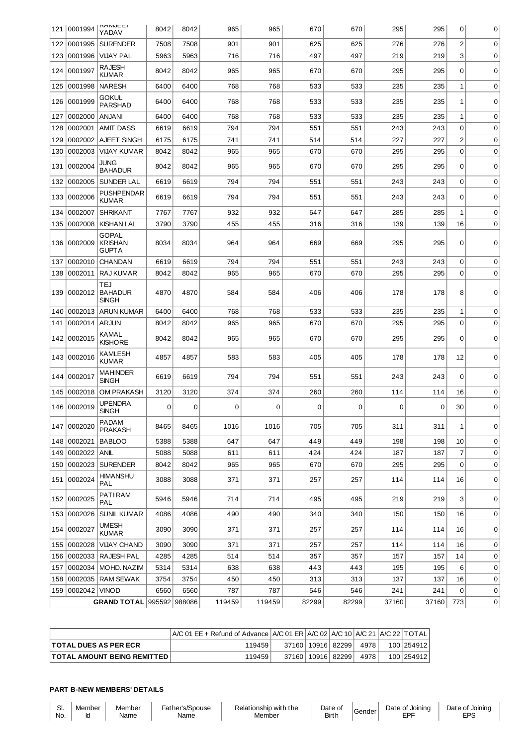| 121 | 0001994 | RAMJEET YADAV | 8042 | 8042 | 965 | 965 | 670 | 670 | 295 | 295 | 0 | 0 |
|---|---|---|---|---|---|---|---|---|---|---|---|---|
| 122 | 0001995 | SURENDER | 7508 | 7508 | 901 | 901 | 625 | 625 | 276 | 276 | 2 | 0 |
| 123 | 0001996 | VIJAY PAL | 5963 | 5963 | 716 | 716 | 497 | 497 | 219 | 219 | 3 | 0 |
| 124 | 0001997 | RAJESH KUMAR | 8042 | 8042 | 965 | 965 | 670 | 670 | 295 | 295 | 0 | 0 |
| 125 | 0001998 | NARESH | 6400 | 6400 | 768 | 768 | 533 | 533 | 235 | 235 | 1 | 0 |
| 126 | 0001999 | GOKUL PARSHAD | 6400 | 6400 | 768 | 768 | 533 | 533 | 235 | 235 | 1 | 0 |
| 127 | 0002000 | ANJANI | 6400 | 6400 | 768 | 768 | 533 | 533 | 235 | 235 | 1 | 0 |
| 128 | 0002001 | AMIT DASS | 6619 | 6619 | 794 | 794 | 551 | 551 | 243 | 243 | 0 | 0 |
| 129 | 0002002 | AJEET SINGH | 6175 | 6175 | 741 | 741 | 514 | 514 | 227 | 227 | 2 | 0 |
| 130 | 0002003 | VIJAY KUMAR | 8042 | 8042 | 965 | 965 | 670 | 670 | 295 | 295 | 0 | 0 |
| 131 | 0002004 | JUNG BAHADUR | 8042 | 8042 | 965 | 965 | 670 | 670 | 295 | 295 | 0 | 0 |
| 132 | 0002005 | SUNDER LAL | 6619 | 6619 | 794 | 794 | 551 | 551 | 243 | 243 | 0 | 0 |
| 133 | 0002006 | PUSHPENDAR KUMAR | 6619 | 6619 | 794 | 794 | 551 | 551 | 243 | 243 | 0 | 0 |
| 134 | 0002007 | SHRIKANT | 7767 | 7767 | 932 | 932 | 647 | 647 | 285 | 285 | 1 | 0 |
| 135 | 0002008 | KISHAN LAL | 3790 | 3790 | 455 | 455 | 316 | 316 | 139 | 139 | 16 | 0 |
| 136 | 0002009 | GOPAL KRISHAN GUPTA | 8034 | 8034 | 964 | 964 | 669 | 669 | 295 | 295 | 0 | 0 |
| 137 | 0002010 | CHANDAN | 6619 | 6619 | 794 | 794 | 551 | 551 | 243 | 243 | 0 | 0 |
| 138 | 0002011 | RAJ KUMAR | 8042 | 8042 | 965 | 965 | 670 | 670 | 295 | 295 | 0 | 0 |
| 139 | 0002012 | TEJ BAHADUR SINGH | 4870 | 4870 | 584 | 584 | 406 | 406 | 178 | 178 | 8 | 0 |
| 140 | 0002013 | ARUN KUMAR | 6400 | 6400 | 768 | 768 | 533 | 533 | 235 | 235 | 1 | 0 |
| 141 | 0002014 | ARJUN | 8042 | 8042 | 965 | 965 | 670 | 670 | 295 | 295 | 0 | 0 |
| 142 | 0002015 | KAMAL KISHORE | 8042 | 8042 | 965 | 965 | 670 | 670 | 295 | 295 | 0 | 0 |
| 143 | 0002016 | KAMLESH KUMAR | 4857 | 4857 | 583 | 583 | 405 | 405 | 178 | 178 | 12 | 0 |
| 144 | 0002017 | MAHINDER SINGH | 6619 | 6619 | 794 | 794 | 551 | 551 | 243 | 243 | 0 | 0 |
| 145 | 0002018 | OM PRAKASH | 3120 | 3120 | 374 | 374 | 260 | 260 | 114 | 114 | 16 | 0 |
| 146 | 0002019 | UPENDRA SINGH | 0 | 0 | 0 | 0 | 0 | 0 | 0 | 0 | 30 | 0 |
| 147 | 0002020 | PADAM PRAKASH | 8465 | 8465 | 1016 | 1016 | 705 | 705 | 311 | 311 | 1 | 0 |
| 148 | 0002021 | BABLOO | 5388 | 5388 | 647 | 647 | 449 | 449 | 198 | 198 | 10 | 0 |
| 149 | 0002022 | ANIL | 5088 | 5088 | 611 | 611 | 424 | 424 | 187 | 187 | 7 | 0 |
| 150 | 0002023 | SURENDER | 8042 | 8042 | 965 | 965 | 670 | 670 | 295 | 295 | 0 | 0 |
| 151 | 0002024 | HIMANSHU PAL | 3088 | 3088 | 371 | 371 | 257 | 257 | 114 | 114 | 16 | 0 |
| 152 | 0002025 | PATI RAM PAL | 5946 | 5946 | 714 | 714 | 495 | 495 | 219 | 219 | 3 | 0 |
| 153 | 0002026 | SUNIL KUMAR | 4086 | 4086 | 490 | 490 | 340 | 340 | 150 | 150 | 16 | 0 |
| 154 | 0002027 | UMESH KUMAR | 3090 | 3090 | 371 | 371 | 257 | 257 | 114 | 114 | 16 | 0 |
| 155 | 0002028 | VIJAY CHAND | 3090 | 3090 | 371 | 371 | 257 | 257 | 114 | 114 | 16 | 0 |
| 156 | 0002033 | RAJESH PAL | 4285 | 4285 | 514 | 514 | 357 | 357 | 157 | 157 | 14 | 0 |
| 157 | 0002034 | MOHD. NAZIM | 5314 | 5314 | 638 | 638 | 443 | 443 | 195 | 195 | 6 | 0 |
| 158 | 0002035 | RAM SEWAK | 3754 | 3754 | 450 | 450 | 313 | 313 | 137 | 137 | 16 | 0 |
| 159 | 0002042 | VINOD | 6560 | 6560 | 787 | 787 | 546 | 546 | 241 | 241 | 0 | 0 |
| | | **GRAND TOTAL** | 995592 | 988086 | 119459 | 119459 | 82299 | 82299 | 37160 | 37160 | 773 | 0 |

| | A/C 01 EE + Refund of Advance | A/C 01 ER | A/C 02 | A/C 10 | A/C 21 | A/C 22 | TOTAL |
|---|---|---|---|---|---|---|---|
| **TOTAL DUES AS PER ECR** | 119459 | 37160 | 10916 | 82299 | 4978 | 100 | 254912 |
| **TOTAL AMOUNT BEING REMITTED** | 119459 | 37160 | 10916 | 82299 | 4978 | 100 | 254912 |

**PART B-NEW MEMBERS' DETAILS**

| Sl. No. | Member Id | Member Name | Father's/Spouse Name | Relationship with the Member | Date of Birth | Gender | Date of Joining EPF | Date of Joining EPS |
|---|---|---|---|---|---|---|---|---|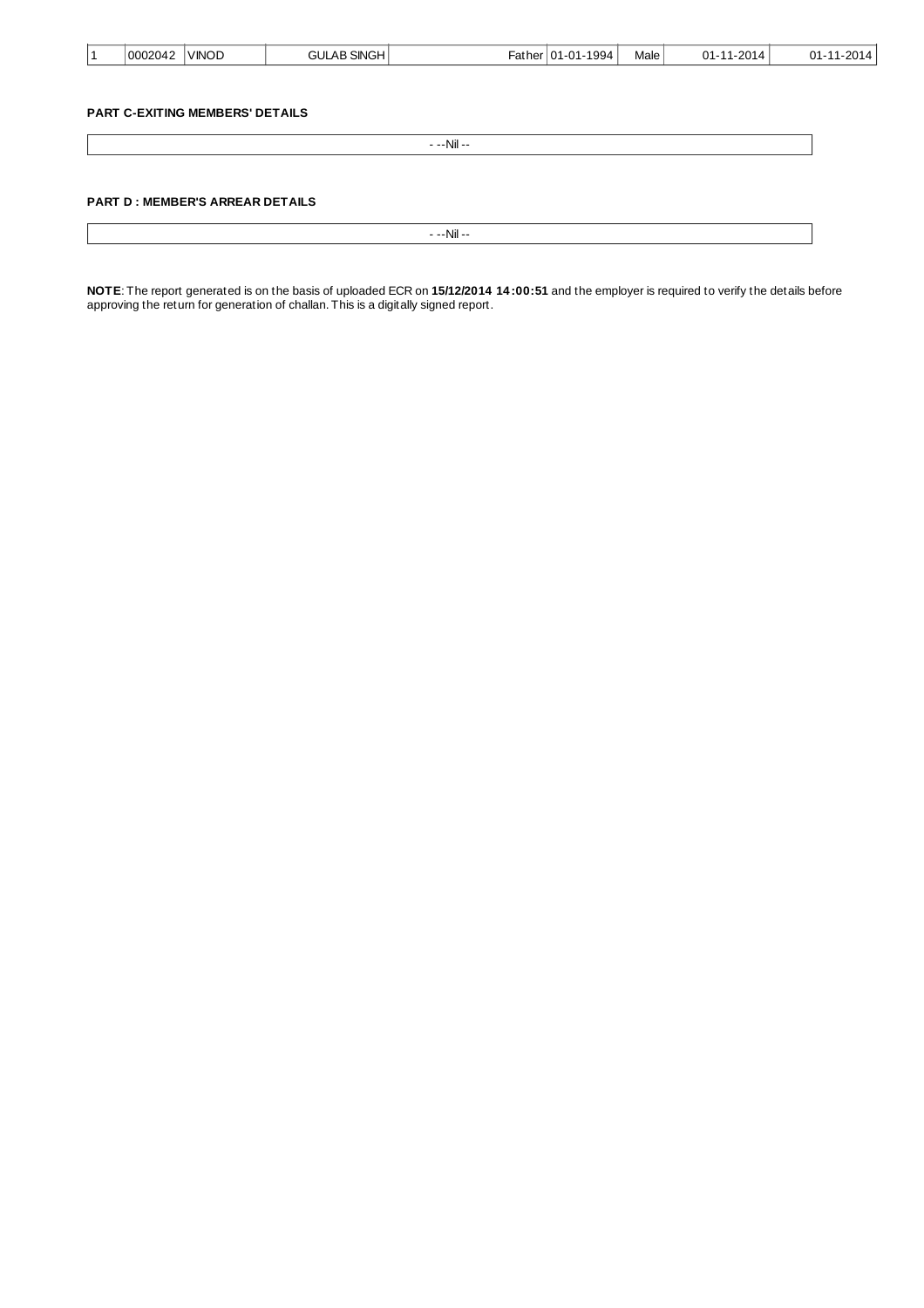| | | | | | | | | |
|---|---|---|---|---|---|---|---|---|
| 1 | 0002042 | VINOD | GULAB SINGH | Father | 01-01-1994 | Male | 01-11-2014 | 01-11-2014 |

**PART C-EXITING MEMBERS' DETAILS**

| |
|---|
| ---Nil -- |

**PART D : MEMBER'S ARREAR DETAILS**

| |
|---|
| ---Nil -- |

**NOTE**: The report generated is on the basis of uploaded ECR on **15/12/2014 14:00:51** and the employer is required to verify the details before approving the return for generation of challan. This is a digitally signed report.